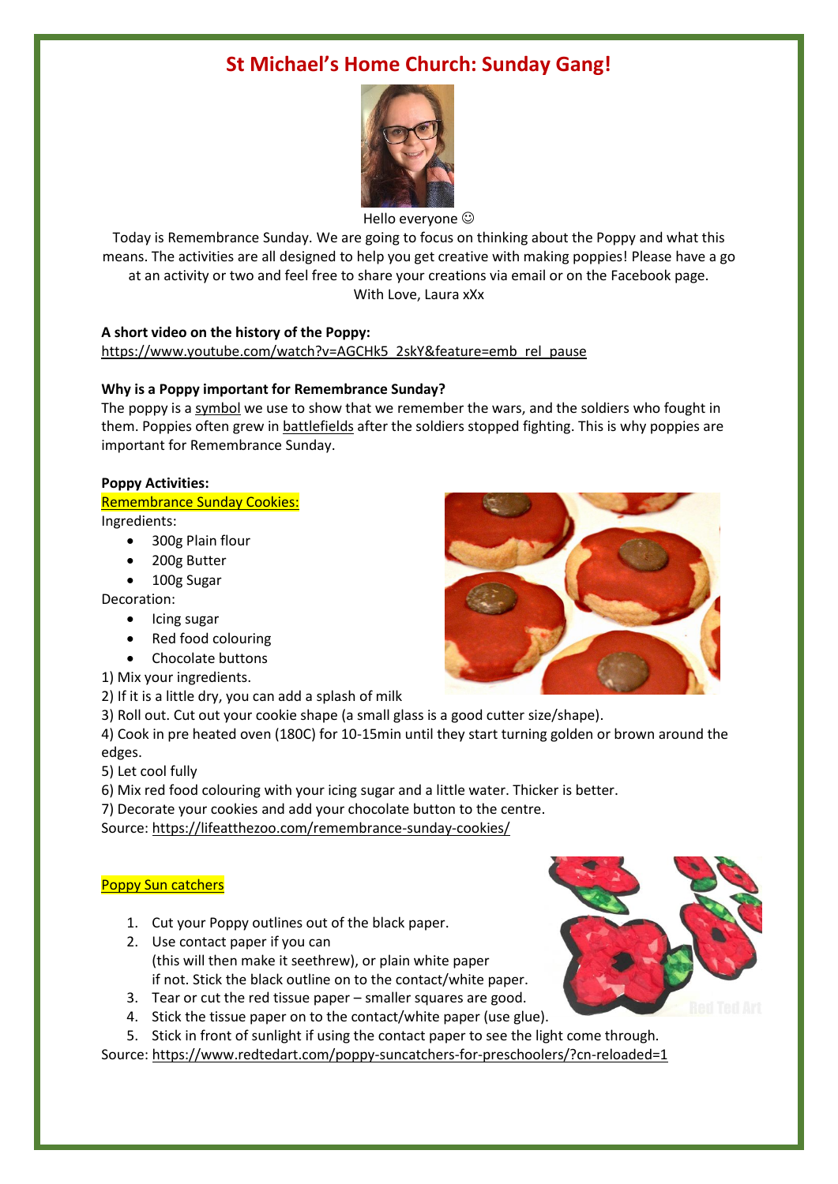# St Michael's Home Church: Sunday Gang!

Hello everyone ☺

Today is Remembrance Sunday. We are going to focus on thinking about the Poppy and what this means. The activities are all designed to help you get creative with making poppies! Please have a go at an activity or two and feel free to share your creations via email or on the Facebook page.

With Love, Laura xXx

**A short video on the history of the Poppy:**
https://www.youtube.com/watch?v=AGCHk5_2skY&feature=emb_rel_pause

**Why is a Poppy important for Remembrance Sunday?**

The poppy is a symbol we use to show that we remember the wars, and the soldiers who fought in them. Poppies often grew in battlefields after the soldiers stopped fighting. This is why poppies are important for Remembrance Sunday.

**Poppy Activities:**

Remembrance Sunday Cookies:

Ingredients:

- 300g Plain flour
- 200g Butter
- 100g Sugar

Decoration:

- Icing sugar
- Red food colouring
- Chocolate buttons

1) Mix your ingredients.
2) If it is a little dry, you can add a splash of milk
3) Roll out. Cut out your cookie shape (a small glass is a good cutter size/shape).
4) Cook in pre heated oven (180C) for 10-15min until they start turning golden or brown around the edges.
5) Let cool fully
6) Mix red food colouring with your icing sugar and a little water. Thicker is better.
7) Decorate your cookies and add your chocolate button to the centre.

Source: https://lifeatthezoo.com/remembrance-sunday-cookies/

Poppy Sun catchers

1. Cut your Poppy outlines out of the black paper.
2. Use contact paper if you can (this will then make it seethrew), or plain white paper if not. Stick the black outline on to the contact/white paper.
3. Tear or cut the red tissue paper – smaller squares are good.
4. Stick the tissue paper on to the contact/white paper (use glue).
5. Stick in front of sunlight if using the contact paper to see the light come through.

Source: https://www.redtedart.com/poppy-suncatchers-for-preschoolers/?cn-reloaded=1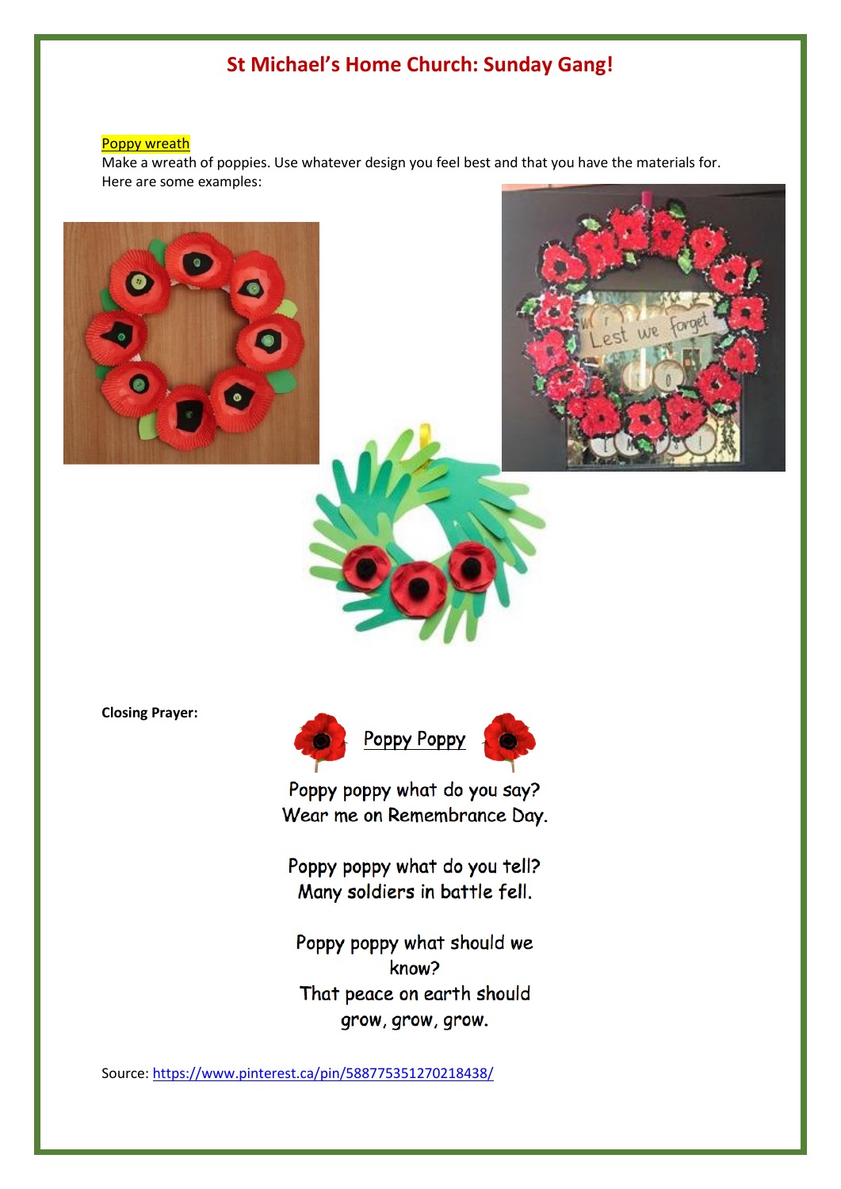# St Michael's Home Church: Sunday Gang!

Poppy wreath

Make a wreath of poppies. Use whatever design you feel best and that you have the materials for. Here are some examples:

**Closing Prayer:**

Poppy Poppy

Poppy poppy what do you say?
Wear me on Remembrance Day.

Poppy poppy what do you tell?
Many soldiers in battle fell.

Poppy poppy what should we know?
That peace on earth should grow, grow, grow.

Source: https://www.pinterest.ca/pin/588775351270218438/